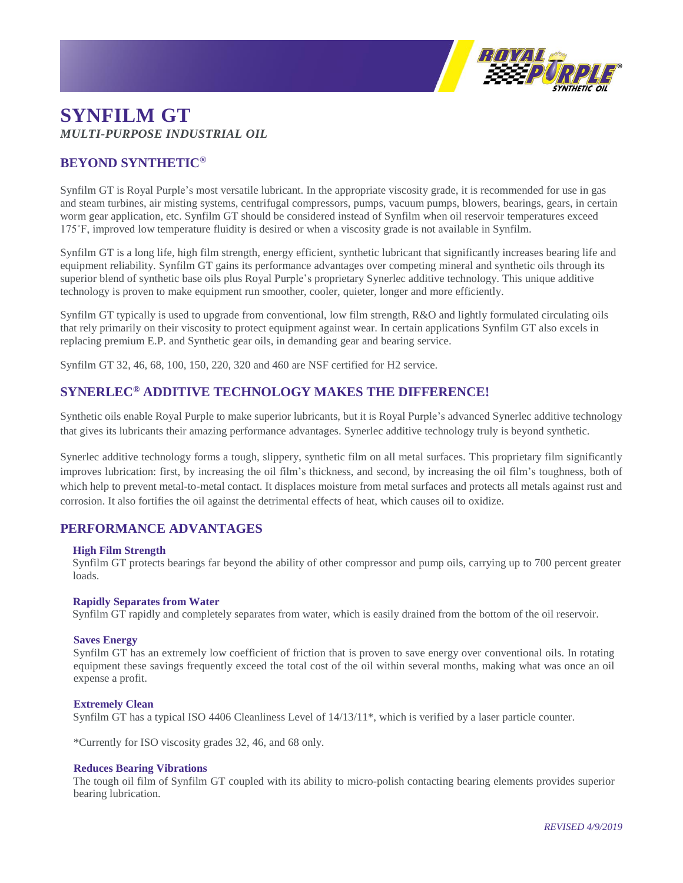# SYNFILM GT

*MULTI-PURPOSE INDUSTRIAL OIL*

## BEYOND SYNTHETIC®

Synfilm GT is Royal Purple's most versatile lubricant. In the appropriate viscosity grade, it is recommended for use in gas and steam turbines, air misting systems, centrifugal compressors, pumps, vacuum pumps, blowers, bearings, gears, in certain worm gear application, etc. Synfilm GT should be considered instead of Synfilm when oil reservoir temperatures exceed 175˚F, improved low temperature fluidity is desired or when a viscosity grade is not available in Synfilm.

Synfilm GT is a long life, high film strength, energy efficient, synthetic lubricant that significantly increases bearing life and equipment reliability. Synfilm GT gains its performance advantages over competing mineral and synthetic oils through its superior blend of synthetic base oils plus Royal Purple's proprietary Synerlec additive technology. This unique additive technology is proven to make equipment run smoother, cooler, quieter, longer and more efficiently.

Synfilm GT typically is used to upgrade from conventional, low film strength, R&O and lightly formulated circulating oils that rely primarily on their viscosity to protect equipment against wear. In certain applications Synfilm GT also excels in replacing premium E.P. and Synthetic gear oils, in demanding gear and bearing service.

Synfilm GT 32, 46, 68, 100, 150, 220, 320 and 460 are NSF certified for H2 service.

## SYNERLEC® ADDITIVE TECHNOLOGY MAKES THE DIFFERENCE!

Synthetic oils enable Royal Purple to make superior lubricants, but it is Royal Purple's advanced Synerlec additive technology that gives its lubricants their amazing performance advantages. Synerlec additive technology truly is beyond synthetic.

Synerlec additive technology forms a tough, slippery, synthetic film on all metal surfaces. This proprietary film significantly improves lubrication: first, by increasing the oil film's thickness, and second, by increasing the oil film's toughness, both of which help to prevent metal-to-metal contact. It displaces moisture from metal surfaces and protects all metals against rust and corrosion. It also fortifies the oil against the detrimental effects of heat, which causes oil to oxidize.

## PERFORMANCE ADVANTAGES

**High Film Strength**
Synfilm GT protects bearings far beyond the ability of other compressor and pump oils, carrying up to 700 percent greater loads.

**Rapidly Separates from Water**
Synfilm GT rapidly and completely separates from water, which is easily drained from the bottom of the oil reservoir.

**Saves Energy**
Synfilm GT has an extremely low coefficient of friction that is proven to save energy over conventional oils. In rotating equipment these savings frequently exceed the total cost of the oil within several months, making what was once an oil expense a profit.

**Extremely Clean**
Synfilm GT has a typical ISO 4406 Cleanliness Level of 14/13/11*, which is verified by a laser particle counter.

*Currently for ISO viscosity grades 32, 46, and 68 only.

**Reduces Bearing Vibrations**
The tough oil film of Synfilm GT coupled with its ability to micro-polish contacting bearing elements provides superior bearing lubrication.

*REVISED 4/9/2019*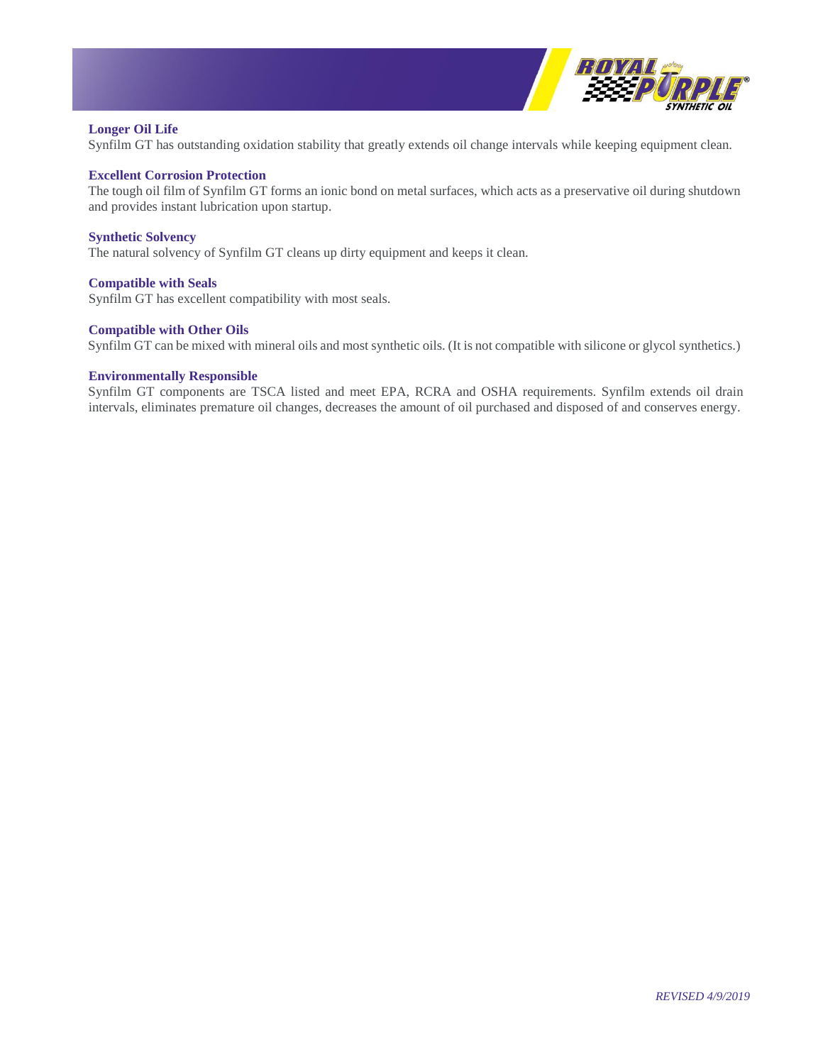### Longer Oil Life

Synfilm GT has outstanding oxidation stability that greatly extends oil change intervals while keeping equipment clean.

### Excellent Corrosion Protection

The tough oil film of Synfilm GT forms an ionic bond on metal surfaces, which acts as a preservative oil during shutdown and provides instant lubrication upon startup.

### Synthetic Solvency

The natural solvency of Synfilm GT cleans up dirty equipment and keeps it clean.

### Compatible with Seals

Synfilm GT has excellent compatibility with most seals.

### Compatible with Other Oils

Synfilm GT can be mixed with mineral oils and most synthetic oils. (It is not compatible with silicone or glycol synthetics.)

### Environmentally Responsible

Synfilm GT components are TSCA listed and meet EPA, RCRA and OSHA requirements. Synfilm extends oil drain intervals, eliminates premature oil changes, decreases the amount of oil purchased and disposed of and conserves energy.

*REVISED 4/9/2019*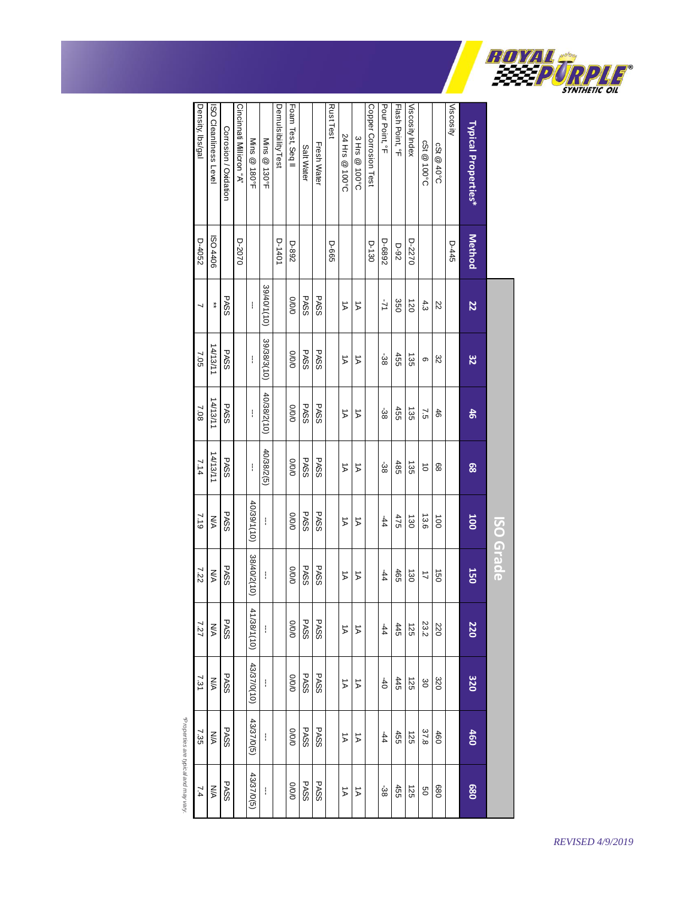| Typical Properties* | Method | ISO Grade | | | | | | | | | |
|---|---|---|---|---|---|---|---|---|---|---|---|
| | | 22 | 32 | 46 | 68 | 100 | 150 | 220 | 320 | 460 | 680 |
| Viscosity | D-445 | | | | | | | | | | |
| cSt @ 40°C | | 22 | 32 | 46 | 68 | 100 | 150 | 220 | 320 | 460 | 680 |
| cSt @ 100°C | | 4.3 | 6 | 7.5 | 10 | 13.6 | 17 | 23.2 | 30 | 37.8 | 50 |
| Viscosity Index | D-2270 | 120 | 135 | 135 | 135 | 130 | 130 | 125 | 125 | 125 | 125 |
| Flash Point, °F | D-92 | 350 | 455 | 455 | 485 | 475 | 465 | 445 | 445 | 455 | 455 |
| Pour Point, °F | D-6892 | -71 | -38 | -38 | -38 | -44 | -44 | -44 | -40 | -44 | -38 |
| Copper Corrosion Test | D-130 | | | | | | | | | | |
| 3 Hrs @ 100°C | | 1A | 1A | 1A | 1A | 1A | 1A | 1A | 1A | 1A | 1A |
| 24 Hrs @ 100°C | | 1A | 1A | 1A | 1A | 1A | 1A | 1A | 1A | 1A | 1A |
| Rust Test | D-665 | | | | | | | | | | |
| Fresh Water | | PASS | PASS | PASS | PASS | PASS | PASS | PASS | PASS | PASS | PASS |
| Salt Water | | PASS | PASS | PASS | PASS | PASS | PASS | PASS | PASS | PASS | PASS |
| Foam Test, Seq II | D-892 | 0/0/0 | 0/0/0 | 0/0/0 | 0/0/0 | 0/0/0 | 0/0/0 | 0/0/0 | 0/0/0 | 0/0/0 | 0/0/0 |
| Demulsibility Test | D-1401 | | | | | | | | | | |
| Mins @ 130°F | | 39/40/1(10) | 39/38/3(10) | 40/38/2(10) | 40/38/2(5) | --- | --- | --- | --- | --- | --- |
| Mins @ 180°F | | --- | --- | --- | --- | 40/39/1(10) | 38/40/2(10) | 41/38/1(10) | 43/37/0(10) | 43/37/0(5) | 43/37/0(5) |
| Cincinnati Millicron "A" | D-2070 | | | | | | | | | | |
| Corrosion / Oxidation | | PASS | PASS | PASS | PASS | PASS | PASS | PASS | PASS | PASS | PASS |
| ISO Cleanliness Level | ISO 4406 | ** | 14/13/11 | 14/13/11 | 14/13/11 | N/A | N/A | N/A | N/A | N/A | N/A |
| Density, lbs/gal | D-4052 | 7 | 7.05 | 7.08 | 7.14 | 7.19 | 7.22 | 7.27 | 7.31 | 7.35 | 7.4 |

*Properties are typical and may vary.

*REVISED 4/9/2019*